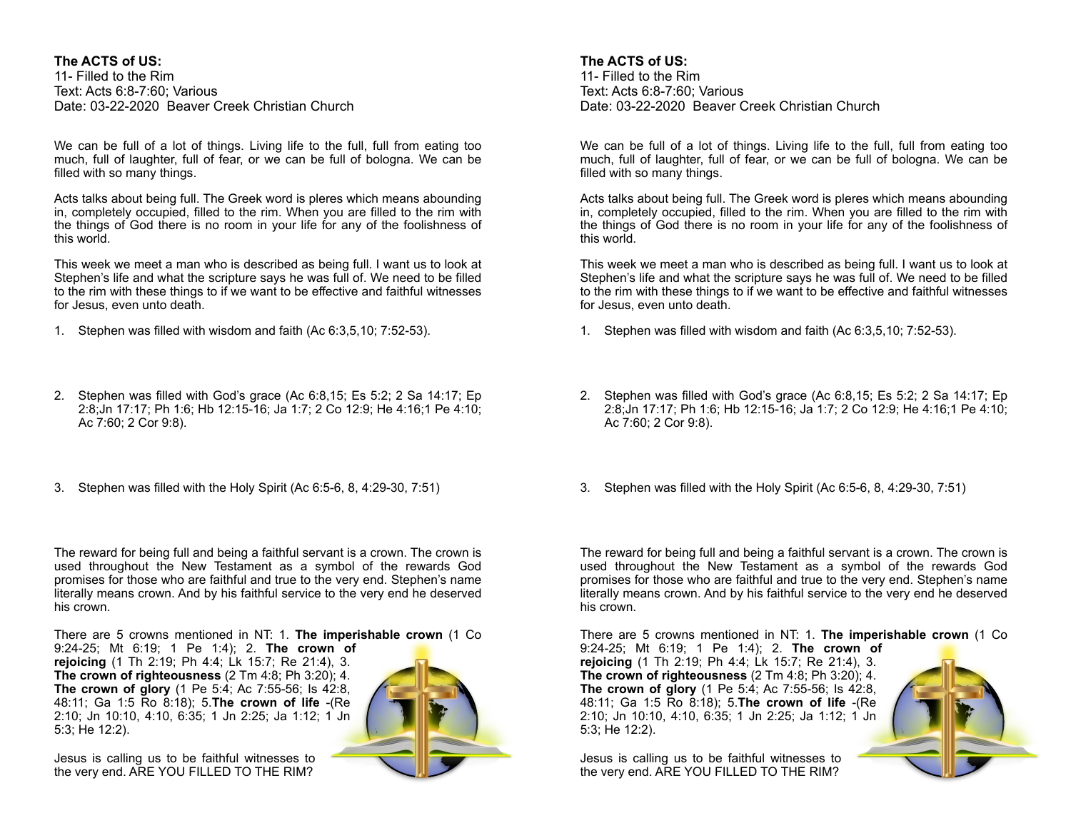**The ACTS of US:**
11- Filled to the Rim
Text: Acts 6:8-7:60; Various
Date: 03-22-2020 Beaver Creek Christian Church

We can be full of a lot of things. Living life to the full, full from eating too much, full of laughter, full of fear, or we can be full of bologna. We can be filled with so many things.

Acts talks about being full. The Greek word is pleres which means abounding in, completely occupied, filled to the rim. When you are filled to the rim with the things of God there is no room in your life for any of the foolishness of this world.

This week we meet a man who is described as being full. I want us to look at Stephen's life and what the scripture says he was full of. We need to be filled to the rim with these things to if we want to be effective and faithful witnesses for Jesus, even unto death.

1. Stephen was filled with wisdom and faith (Ac 6:3,5,10; 7:52-53).

2. Stephen was filled with God's grace (Ac 6:8,15; Es 5:2; 2 Sa 14:17; Ep 2:8;Jn 17:17; Ph 1:6; Hb 12:15-16; Ja 1:7; 2 Co 12:9; He 4:16;1 Pe 4:10; Ac 7:60; 2 Cor 9:8).

3. Stephen was filled with the Holy Spirit (Ac 6:5-6, 8, 4:29-30, 7:51)

The reward for being full and being a faithful servant is a crown. The crown is used throughout the New Testament as a symbol of the rewards God promises for those who are faithful and true to the very end. Stephen's name literally means crown. And by his faithful service to the very end he deserved his crown.

There are 5 crowns mentioned in NT: 1. **The imperishable crown** (1 Co 9:24-25; Mt 6:19; 1 Pe 1:4); 2. **The crown of rejoicing** (1 Th 2:19; Ph 4:4; Lk 15:7; Re 21:4), 3. **The crown of righteousness** (2 Tm 4:8; Ph 3:20); 4. **The crown of glory** (1 Pe 5:4; Ac 7:55-56; Is 42:8, 48:11; Ga 1:5 Ro 8:18); 5.**The crown of life** -(Re 2:10; Jn 10:10, 4:10, 6:35; 1 Jn 2:25; Ja 1:12; 1 Jn 5:3; He 12:2).

Jesus is calling us to be faithful witnesses to the very end. ARE YOU FILLED TO THE RIM?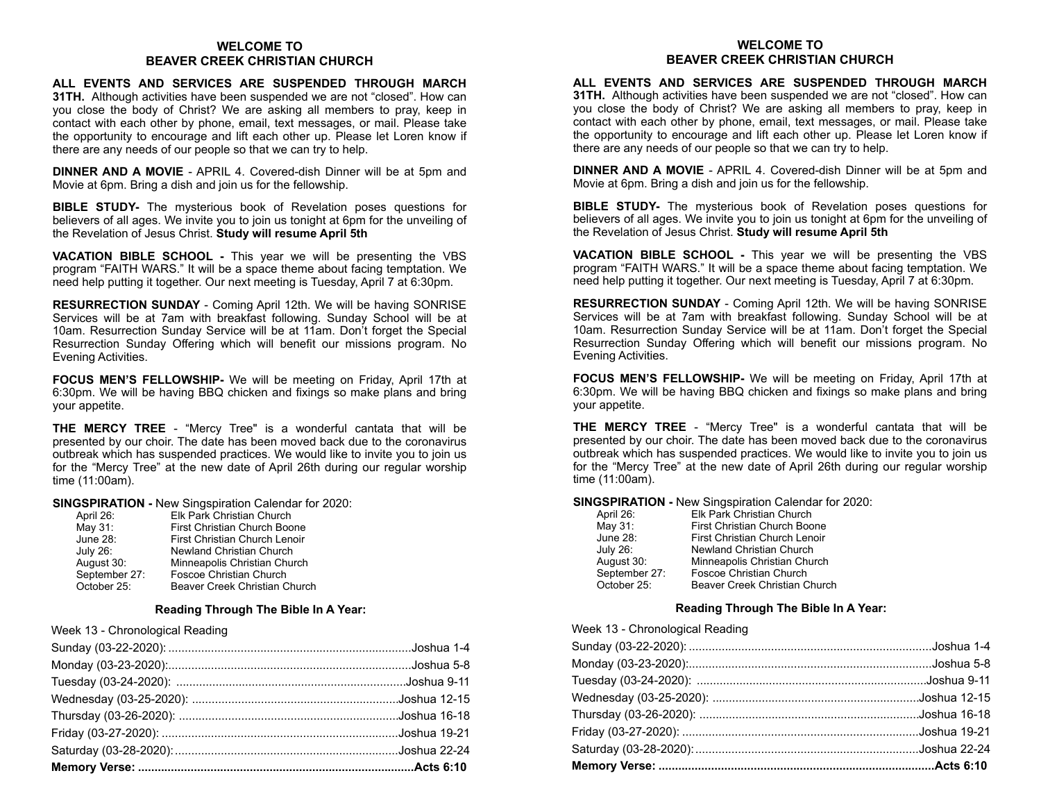## WELCOME TO
## BEAVER CREEK CHRISTIAN CHURCH

**ALL EVENTS AND SERVICES ARE SUSPENDED THROUGH MARCH 31TH.** Although activities have been suspended we are not "closed". How can you close the body of Christ? We are asking all members to pray, keep in contact with each other by phone, email, text messages, or mail. Please take the opportunity to encourage and lift each other up. Please let Loren know if there are any needs of our people so that we can try to help.

**DINNER AND A MOVIE** - APRIL 4. Covered-dish Dinner will be at 5pm and Movie at 6pm. Bring a dish and join us for the fellowship.

**BIBLE STUDY-** The mysterious book of Revelation poses questions for believers of all ages. We invite you to join us tonight at 6pm for the unveiling of the Revelation of Jesus Christ. **Study will resume April 5th**

**VACATION BIBLE SCHOOL -** This year we will be presenting the VBS program "FAITH WARS." It will be a space theme about facing temptation. We need help putting it together. Our next meeting is Tuesday, April 7 at 6:30pm.

**RESURRECTION SUNDAY** - Coming April 12th. We will be having SONRISE Services will be at 7am with breakfast following. Sunday School will be at 10am. Resurrection Sunday Service will be at 11am. Don't forget the Special Resurrection Sunday Offering which will benefit our missions program. No Evening Activities.

**FOCUS MEN'S FELLOWSHIP-** We will be meeting on Friday, April 17th at 6:30pm. We will be having BBQ chicken and fixings so make plans and bring your appetite.

**THE MERCY TREE** - "Mercy Tree" is a wonderful cantata that will be presented by our choir. The date has been moved back due to the coronavirus outbreak which has suspended practices. We would like to invite you to join us for the "Mercy Tree" at the new date of April 26th during our regular worship time (11:00am).

**SINGSPIRATION -** New Singspiration Calendar for 2020:

| | |
|---|---|
| April 26: | Elk Park Christian Church |
| May 31: | First Christian Church Boone |
| June 28: | First Christian Church Lenoir |
| July 26: | Newland Christian Church |
| August 30: | Minneapolis Christian Church |
| September 27: | Foscoe Christian Church |
| October 25: | Beaver Creek Christian Church |

### Reading Through The Bible In A Year:

Week 13 - Chronological Reading

| | |
|---|---|
| Sunday (03-22-2020): | Joshua 1-4 |
| Monday (03-23-2020): | Joshua 5-8 |
| Tuesday (03-24-2020): | Joshua 9-11 |
| Wednesday (03-25-2020): | Joshua 12-15 |
| Thursday (03-26-2020): | Joshua 16-18 |
| Friday (03-27-2020): | Joshua 19-21 |
| Saturday (03-28-2020): | Joshua 22-24 |
| **Memory Verse:** | **Acts 6:10** |

## WELCOME TO
## BEAVER CREEK CHRISTIAN CHURCH

**ALL EVENTS AND SERVICES ARE SUSPENDED THROUGH MARCH 31TH.** Although activities have been suspended we are not "closed". How can you close the body of Christ? We are asking all members to pray, keep in contact with each other by phone, email, text messages, or mail. Please take the opportunity to encourage and lift each other up. Please let Loren know if there are any needs of our people so that we can try to help.

**DINNER AND A MOVIE** - APRIL 4. Covered-dish Dinner will be at 5pm and Movie at 6pm. Bring a dish and join us for the fellowship.

**BIBLE STUDY-** The mysterious book of Revelation poses questions for believers of all ages. We invite you to join us tonight at 6pm for the unveiling of the Revelation of Jesus Christ. **Study will resume April 5th**

**VACATION BIBLE SCHOOL -** This year we will be presenting the VBS program "FAITH WARS." It will be a space theme about facing temptation. We need help putting it together. Our next meeting is Tuesday, April 7 at 6:30pm.

**RESURRECTION SUNDAY** - Coming April 12th. We will be having SONRISE Services will be at 7am with breakfast following. Sunday School will be at 10am. Resurrection Sunday Service will be at 11am. Don't forget the Special Resurrection Sunday Offering which will benefit our missions program. No Evening Activities.

**FOCUS MEN'S FELLOWSHIP-** We will be meeting on Friday, April 17th at 6:30pm. We will be having BBQ chicken and fixings so make plans and bring your appetite.

**THE MERCY TREE** - "Mercy Tree" is a wonderful cantata that will be presented by our choir. The date has been moved back due to the coronavirus outbreak which has suspended practices. We would like to invite you to join us for the "Mercy Tree" at the new date of April 26th during our regular worship time (11:00am).

**SINGSPIRATION -** New Singspiration Calendar for 2020:

| | |
|---|---|
| April 26: | Elk Park Christian Church |
| May 31: | First Christian Church Boone |
| June 28: | First Christian Church Lenoir |
| July 26: | Newland Christian Church |
| August 30: | Minneapolis Christian Church |
| September 27: | Foscoe Christian Church |
| October 25: | Beaver Creek Christian Church |

### Reading Through The Bible In A Year:

Week 13 - Chronological Reading

| | |
|---|---|
| Sunday (03-22-2020): | Joshua 1-4 |
| Monday (03-23-2020): | Joshua 5-8 |
| Tuesday (03-24-2020): | Joshua 9-11 |
| Wednesday (03-25-2020): | Joshua 12-15 |
| Thursday (03-26-2020): | Joshua 16-18 |
| Friday (03-27-2020): | Joshua 19-21 |
| Saturday (03-28-2020): | Joshua 22-24 |
| **Memory Verse:** | **Acts 6:10** |